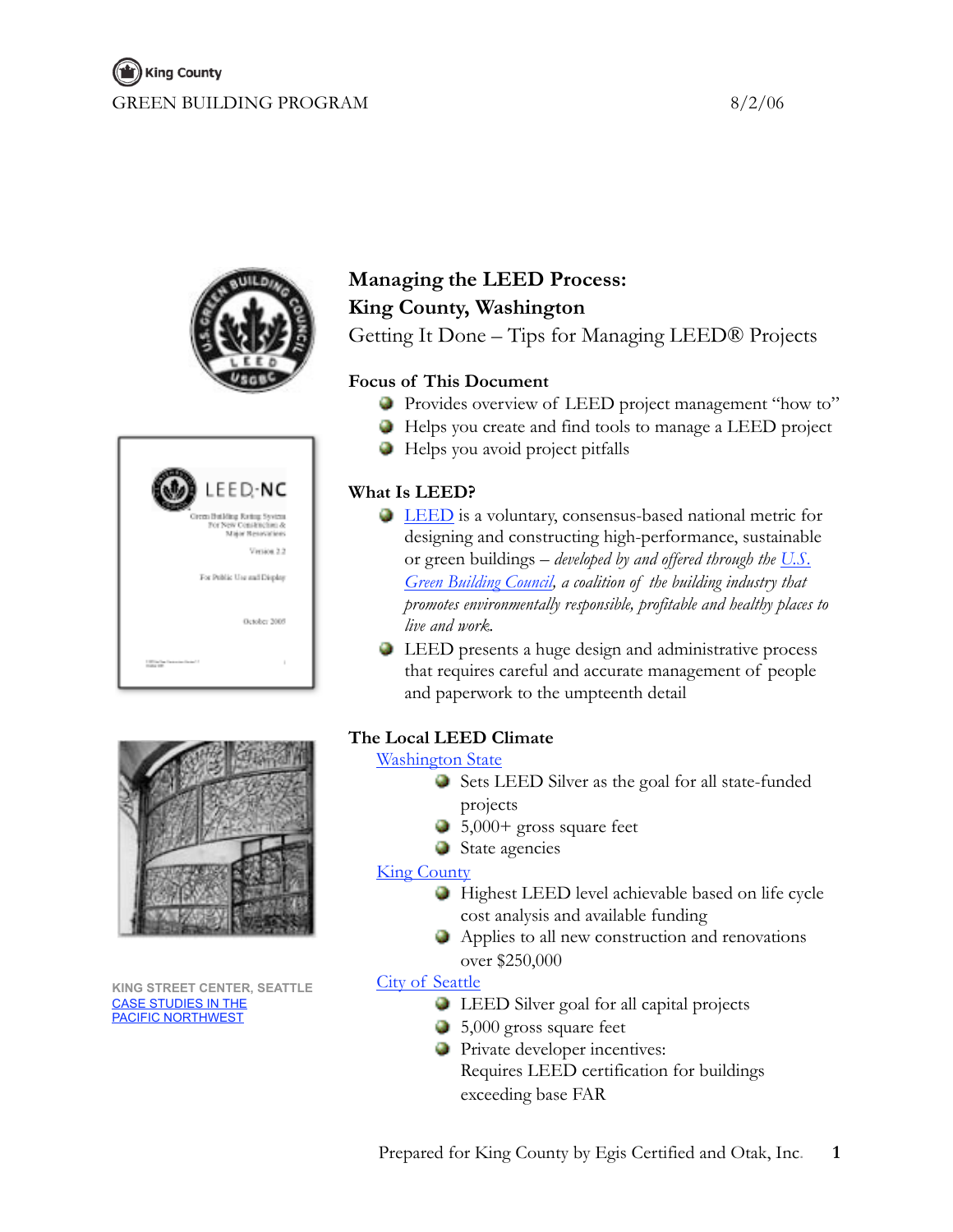King County

GREEN BUILDING PROGRAM 8/2/06

# Managing the LEED Process: King County, Washington

## Getting It Done – Tips for Managing LEED® Projects

### Focus of This Document

- Provides overview of LEED project management "how to"
- Helps you create and find tools to manage a LEED project
- Helps you avoid project pitfalls

### What Is LEED?

- LEED is a voluntary, consensus-based national metric for designing and constructing high-performance, sustainable or green buildings – *developed by and offered through the U.S. Green Building Council, a coalition of the building industry that promotes environmentally responsible, profitable and healthy places to live and work.*
- LEED presents a huge design and administrative process that requires careful and accurate management of people and paperwork to the umpteenth detail

### The Local LEED Climate

Washington State

- Sets LEED Silver as the goal for all state-funded projects
- 5,000+ gross square feet
- State agencies

King County

- Highest LEED level achievable based on life cycle cost analysis and available funding
- Applies to all new construction and renovations over $250,000

City of Seattle

- LEED Silver goal for all capital projects
- 5,000 gross square feet
- Private developer incentives: Requires LEED certification for buildings exceeding base FAR

KING STREET CENTER, SEATTLE

CASE STUDIES IN THE PACIFIC NORTHWEST

Prepared for King County by Egis Certified and Otak, Inc.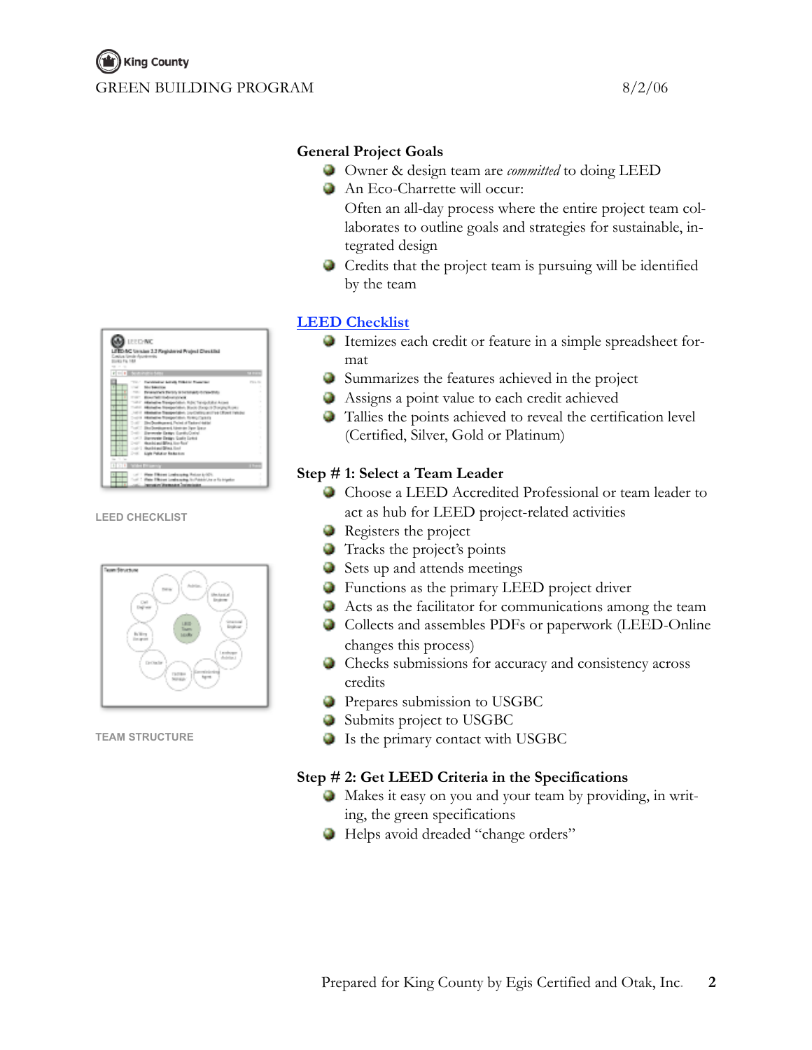## General Project Goals

- Owner & design team are *committed* to doing LEED
- An Eco-Charrette will occur:
  Often an all-day process where the entire project team collaborates to outline goals and strategies for sustainable, integrated design
- Credits that the project team is pursuing will be identified by the team

## LEED Checklist

- Itemizes each credit or feature in a simple spreadsheet format
- Summarizes the features achieved in the project
- Assigns a point value to each credit achieved
- Tallies the points achieved to reveal the certification level (Certified, Silver, Gold or Platinum)

LEED CHECKLIST

## Step # 1: Select a Team Leader

- Choose a LEED Accredited Professional or team leader to act as hub for LEED project-related activities
- Registers the project
- Tracks the project's points
- Sets up and attends meetings
- Functions as the primary LEED project driver
- Acts as the facilitator for communications among the team
- Collects and assembles PDFs or paperwork (LEED-Online changes this process)
- Checks submissions for accuracy and consistency across credits
- Prepares submission to USGBC
- Submits project to USGBC
- Is the primary contact with USGBC

TEAM STRUCTURE

## Step # 2: Get LEED Criteria in the Specifications

- Makes it easy on you and your team by providing, in writing, the green specifications
- Helps avoid dreaded "change orders"

Prepared for King County by Egis Certified and Otak, Inc.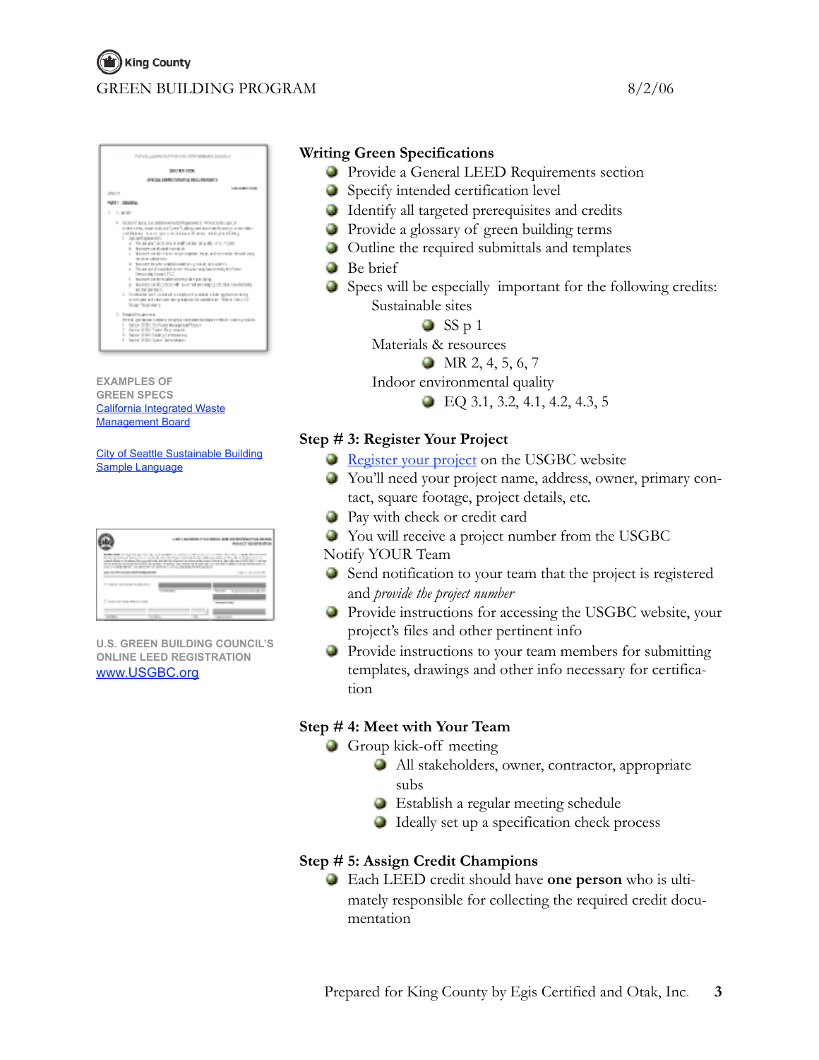EXAMPLES OF GREEN SPECS
California Integrated Waste Management Board

City of Seattle Sustainable Building Sample Language

U.S. GREEN BUILDING COUNCIL'S ONLINE LEED REGISTRATION
www.USGBC.org

### Writing Green Specifications

- Provide a General LEED Requirements section
- Specify intended certification level
- Identify all targeted prerequisites and credits
- Provide a glossary of green building terms
- Outline the required submittals and templates
- Be brief
- Specs will be especially important for the following credits:

  Sustainable sites
  - SS p 1

  Materials & resources
  - MR 2, 4, 5, 6, 7

  Indoor environmental quality
  - EQ 3.1, 3.2, 4.1, 4.2, 4.3, 5

### Step # 3: Register Your Project

- Register your project on the USGBC website
- You'll need your project name, address, owner, primary contact, square footage, project details, etc.
- Pay with check or credit card
- You will receive a project number from the USGBC

Notify YOUR Team

- Send notification to your team that the project is registered and *provide the project number*
- Provide instructions for accessing the USGBC website, your project's files and other pertinent info
- Provide instructions to your team members for submitting templates, drawings and other info necessary for certification

### Step # 4: Meet with Your Team

- Group kick-off meeting
  - All stakeholders, owner, contractor, appropriate subs
  - Establish a regular meeting schedule
  - Ideally set up a specification check process

### Step # 5: Assign Credit Champions

- Each LEED credit should have **one person** who is ultimately responsible for collecting the required credit documentation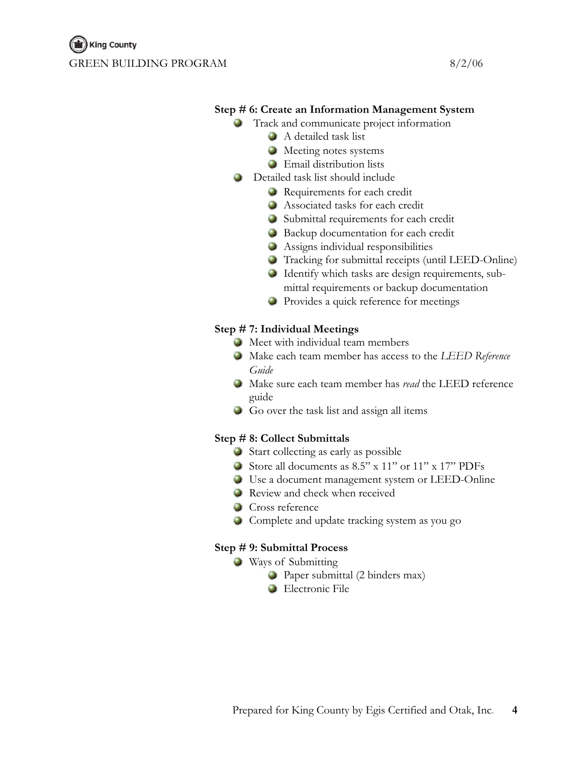**Step # 6: Create an Information Management System**

- Track and communicate project information
  - A detailed task list
  - Meeting notes systems
  - Email distribution lists
- Detailed task list should include
  - Requirements for each credit
  - Associated tasks for each credit
  - Submittal requirements for each credit
  - Backup documentation for each credit
  - Assigns individual responsibilities
  - Tracking for submittal receipts (until LEED-Online)
  - Identify which tasks are design requirements, submittal requirements or backup documentation
  - Provides a quick reference for meetings

**Step # 7: Individual Meetings**

- Meet with individual team members
- Make each team member has access to the *LEED Reference Guide*
- Make sure each team member has *read* the LEED reference guide
- Go over the task list and assign all items

**Step # 8: Collect Submittals**

- Start collecting as early as possible
- Store all documents as 8.5" x 11" or 11" x 17" PDFs
- Use a document management system or LEED-Online
- Review and check when received
- Cross reference
- Complete and update tracking system as you go

**Step # 9: Submittal Process**

- Ways of Submitting
  - Paper submittal (2 binders max)
  - Electronic File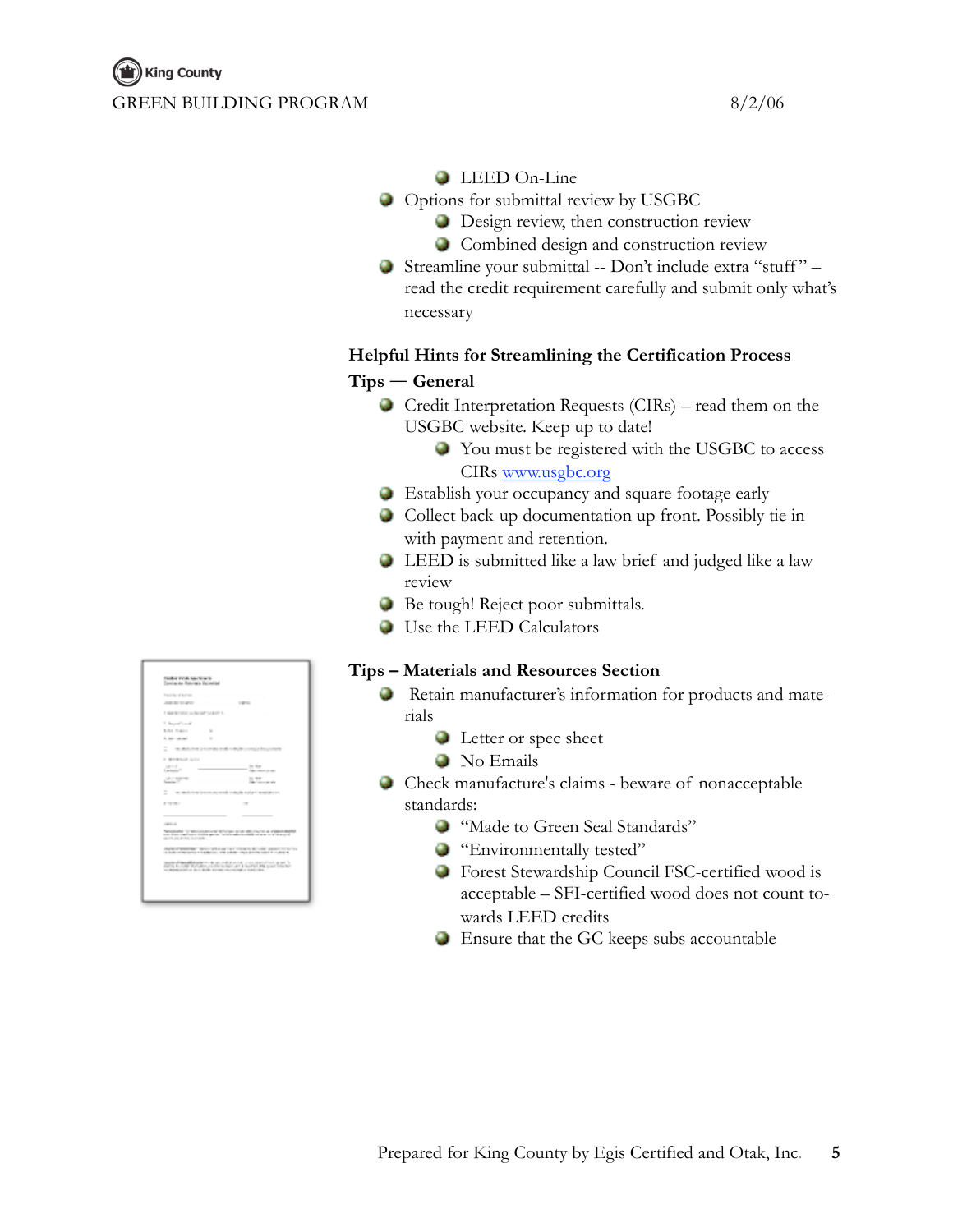- LEED On-Line
- Options for submittal review by USGBC
  - Design review, then construction review
  - Combined design and construction review
- Streamline your submittal -- Don't include extra "stuff" – read the credit requirement carefully and submit only what's necessary

**Helpful Hints for Streamlining the Certification Process**

**Tips — General**

- Credit Interpretation Requests (CIRs) – read them on the USGBC website. Keep up to date!
  - You must be registered with the USGBC to access CIRs [www.usgbc.org](http://www.usgbc.org)
- Establish your occupancy and square footage early
- Collect back-up documentation up front. Possibly tie in with payment and retention.
- LEED is submitted like a law brief and judged like a law review
- Be tough! Reject poor submittals.
- Use the LEED Calculators

**Tips – Materials and Resources Section**

- Retain manufacturer's information for products and materials
  - Letter or spec sheet
  - No Emails
- Check manufacture's claims - beware of nonacceptable standards:
  - "Made to Green Seal Standards"
  - "Environmentally tested"
  - Forest Stewardship Council FSC-certified wood is acceptable – SFI-certified wood does not count towards LEED credits
  - Ensure that the GC keeps subs accountable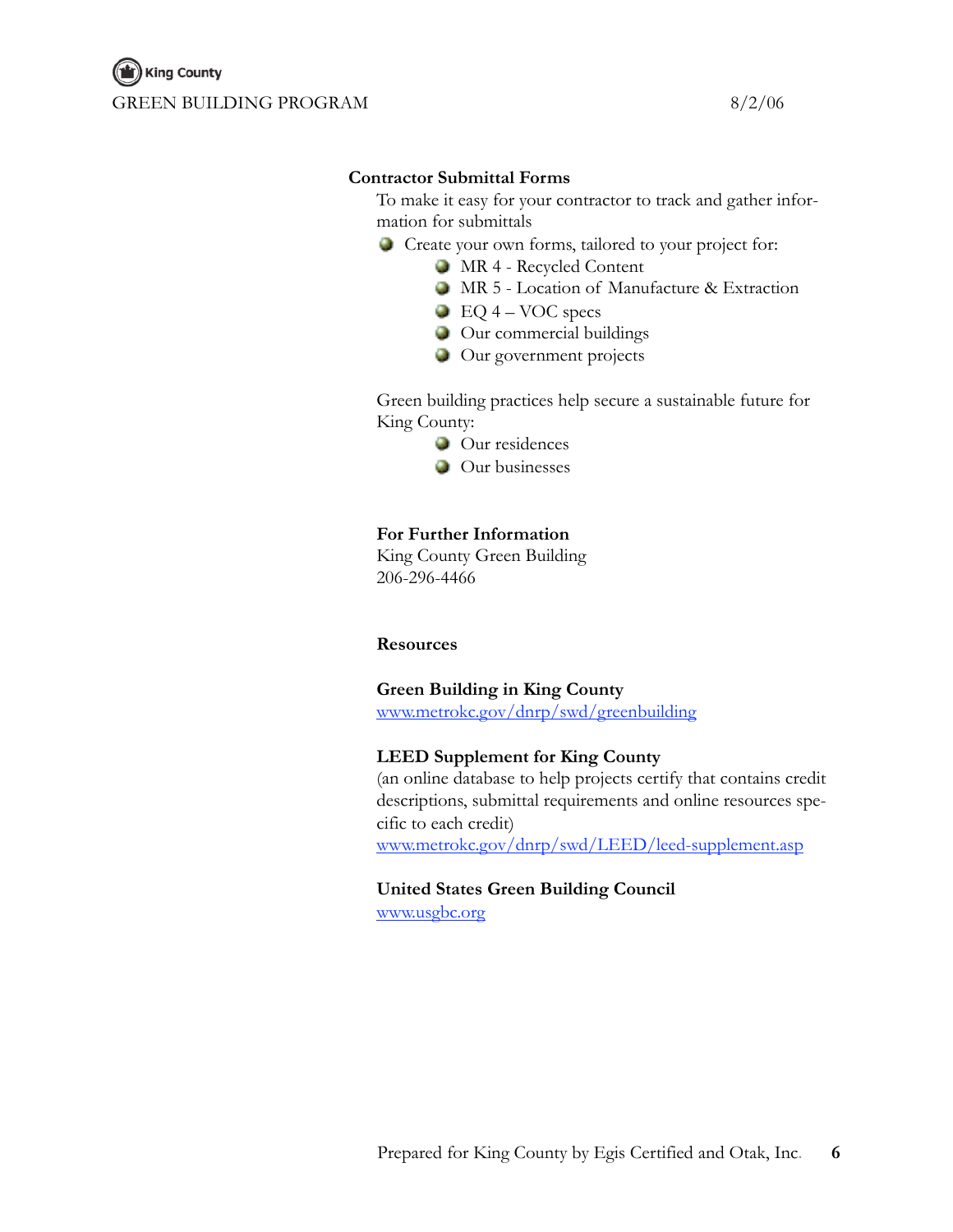**Contractor Submittal Forms**

To make it easy for your contractor to track and gather information for submittals

- Create your own forms, tailored to your project for:
  - MR 4 - Recycled Content
  - MR 5 - Location of Manufacture & Extraction
  - EQ 4 – VOC specs
  - Our commercial buildings
  - Our government projects

Green building practices help secure a sustainable future for King County:

- Our residences
- Our businesses

**For Further Information**

King County Green Building
206-296-4466

**Resources**

**Green Building in King County**
www.metrokc.gov/dnrp/swd/greenbuilding

**LEED Supplement for King County**
(an online database to help projects certify that contains credit descriptions, submittal requirements and online resources specific to each credit)
www.metrokc.gov/dnrp/swd/LEED/leed-supplement.asp

**United States Green Building Council**
www.usgbc.org

Prepared for King County by Egis Certified and Otak, Inc.